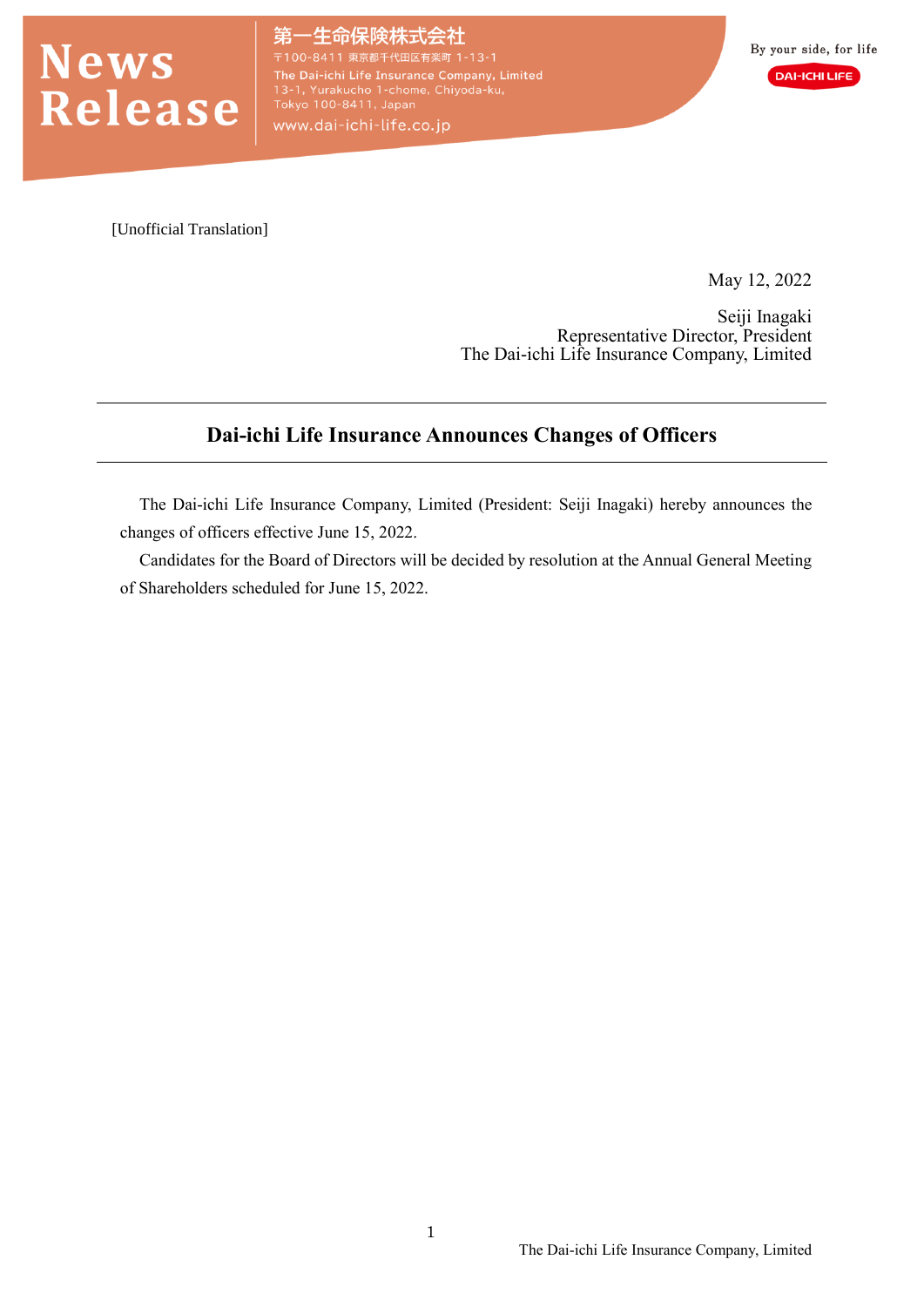# News Release

第一生命保険株式会社
〒100-8411 東京都千代田区有楽町 1-13-1
The Dai-ichi Life Insurance Company, Limited
13-1, Yurakucho 1-chome, Chiyoda-ku,
Tokyo 100-8411, Japan
www.dai-ichi-life.co.jp

By your side, for life

DAI-ICHI LIFE

[Unofficial Translation]

May 12, 2022

Seiji Inagaki
Representative Director, President
The Dai-ichi Life Insurance Company, Limited

## Dai-ichi Life Insurance Announces Changes of Officers

The Dai-ichi Life Insurance Company, Limited (President: Seiji Inagaki) hereby announces the changes of officers effective June 15, 2022.

Candidates for the Board of Directors will be decided by resolution at the Annual General Meeting of Shareholders scheduled for June 15, 2022.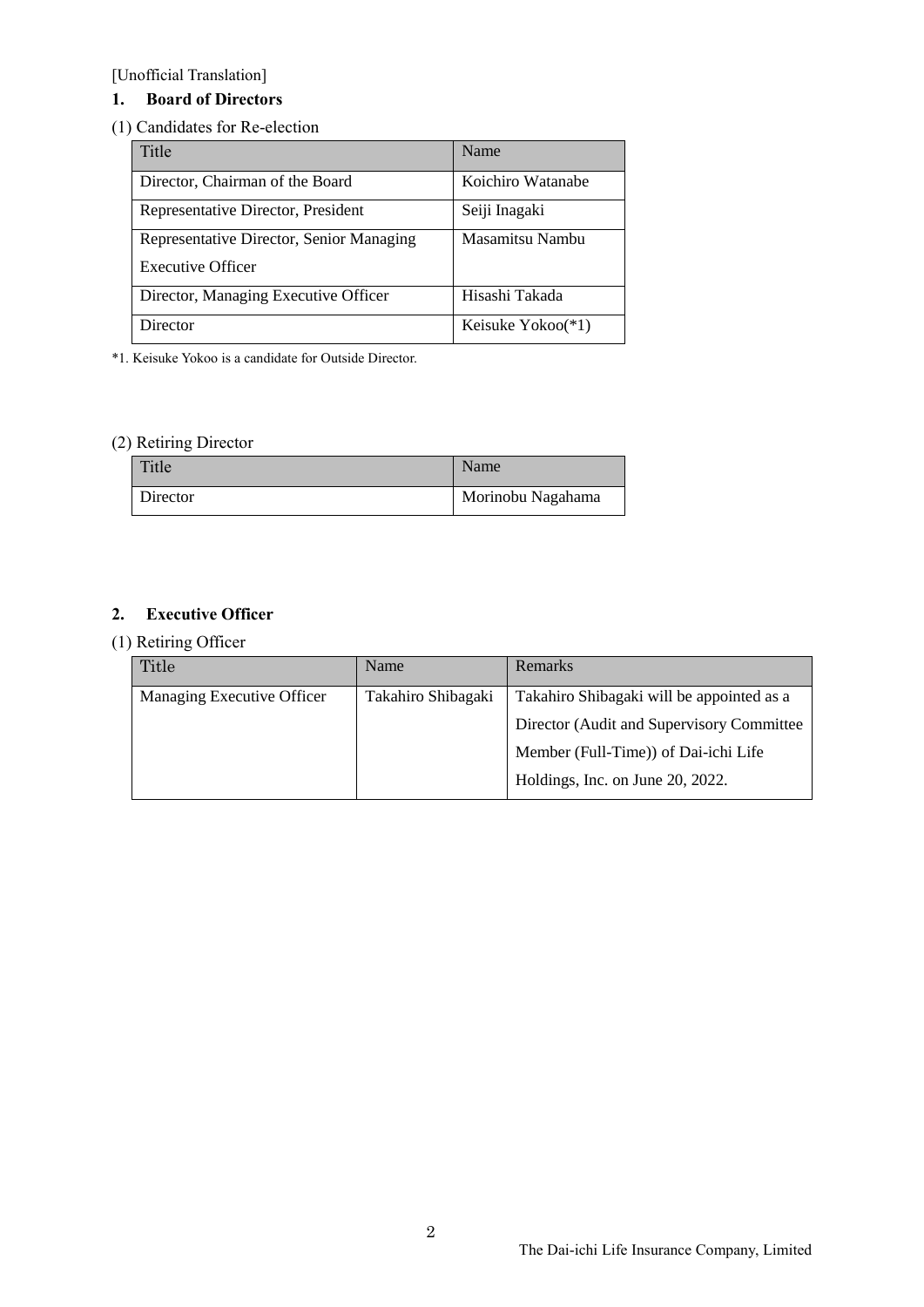[Unofficial Translation]

## 1. Board of Directors

(1) Candidates for Re-election

| Title | Name |
|---|---|
| Director, Chairman of the Board | Koichiro Watanabe |
| Representative Director, President | Seiji Inagaki |
| Representative Director, Senior Managing Executive Officer | Masamitsu Nambu |
| Director, Managing Executive Officer | Hisashi Takada |
| Director | Keisuke Yokoo(*1) |

*1. Keisuke Yokoo is a candidate for Outside Director.

(2) Retiring Director

| Title | Name |
|---|---|
| Director | Morinobu Nagahama |

## 2. Executive Officer

(1) Retiring Officer

| Title | Name | Remarks |
|---|---|---|
| Managing Executive Officer | Takahiro Shibagaki | Takahiro Shibagaki will be appointed as a Director (Audit and Supervisory Committee Member (Full-Time)) of Dai-ichi Life Holdings, Inc. on June 20, 2022. |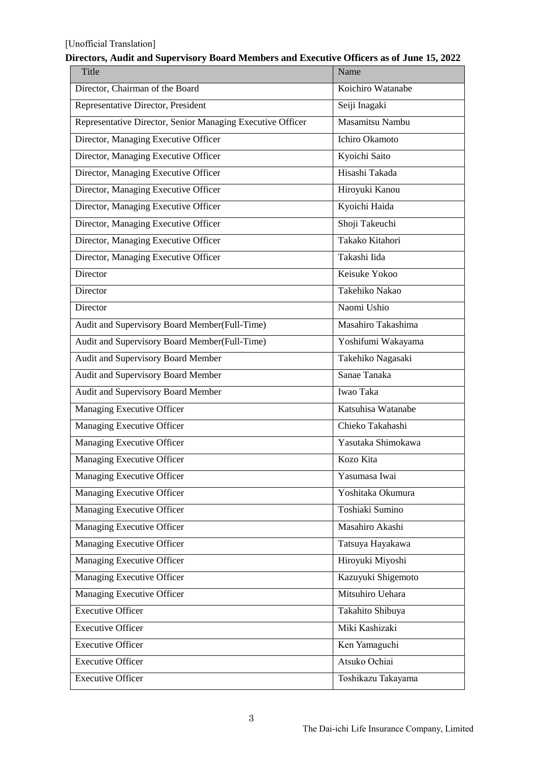[Unofficial Translation]

**Directors, Audit and Supervisory Board Members and Executive Officers as of June 15, 2022**

| Title | Name |
|---|---|
| Director, Chairman of the Board | Koichiro Watanabe |
| Representative Director, President | Seiji Inagaki |
| Representative Director, Senior Managing Executive Officer | Masamitsu Nambu |
| Director, Managing Executive Officer | Ichiro Okamoto |
| Director, Managing Executive Officer | Kyoichi Saito |
| Director, Managing Executive Officer | Hisashi Takada |
| Director, Managing Executive Officer | Hiroyuki Kanou |
| Director, Managing Executive Officer | Kyoichi Haida |
| Director, Managing Executive Officer | Shoji Takeuchi |
| Director, Managing Executive Officer | Takako Kitahori |
| Director, Managing Executive Officer | Takashi Iida |
| Director | Keisuke Yokoo |
| Director | Takehiko Nakao |
| Director | Naomi Ushio |
| Audit and Supervisory Board Member(Full-Time) | Masahiro Takashima |
| Audit and Supervisory Board Member(Full-Time) | Yoshifumi Wakayama |
| Audit and Supervisory Board Member | Takehiko Nagasaki |
| Audit and Supervisory Board Member | Sanae Tanaka |
| Audit and Supervisory Board Member | Iwao Taka |
| Managing Executive Officer | Katsuhisa Watanabe |
| Managing Executive Officer | Chieko Takahashi |
| Managing Executive Officer | Yasutaka Shimokawa |
| Managing Executive Officer | Kozo Kita |
| Managing Executive Officer | Yasumasa Iwai |
| Managing Executive Officer | Yoshitaka Okumura |
| Managing Executive Officer | Toshiaki Sumino |
| Managing Executive Officer | Masahiro Akashi |
| Managing Executive Officer | Tatsuya Hayakawa |
| Managing Executive Officer | Hiroyuki Miyoshi |
| Managing Executive Officer | Kazuyuki Shigemoto |
| Managing Executive Officer | Mitsuhiro Uehara |
| Executive Officer | Takahito Shibuya |
| Executive Officer | Miki Kashizaki |
| Executive Officer | Ken Yamaguchi |
| Executive Officer | Atsuko Ochiai |
| Executive Officer | Toshikazu Takayama |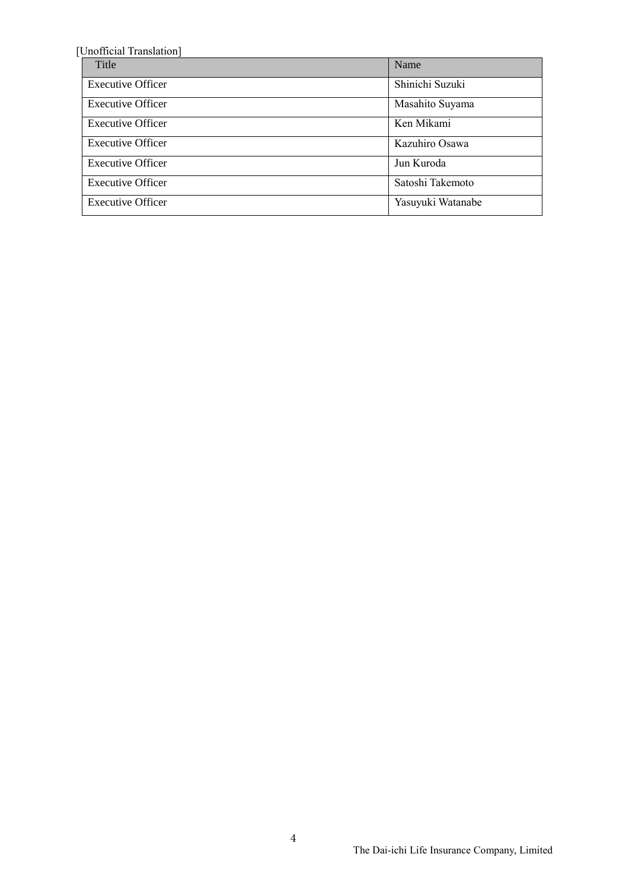[Unofficial Translation]

| Title | Name |
|---|---|
| Executive Officer | Shinichi Suzuki |
| Executive Officer | Masahito Suyama |
| Executive Officer | Ken Mikami |
| Executive Officer | Kazuhiro Osawa |
| Executive Officer | Jun Kuroda |
| Executive Officer | Satoshi Takemoto |
| Executive Officer | Yasuyuki Watanabe |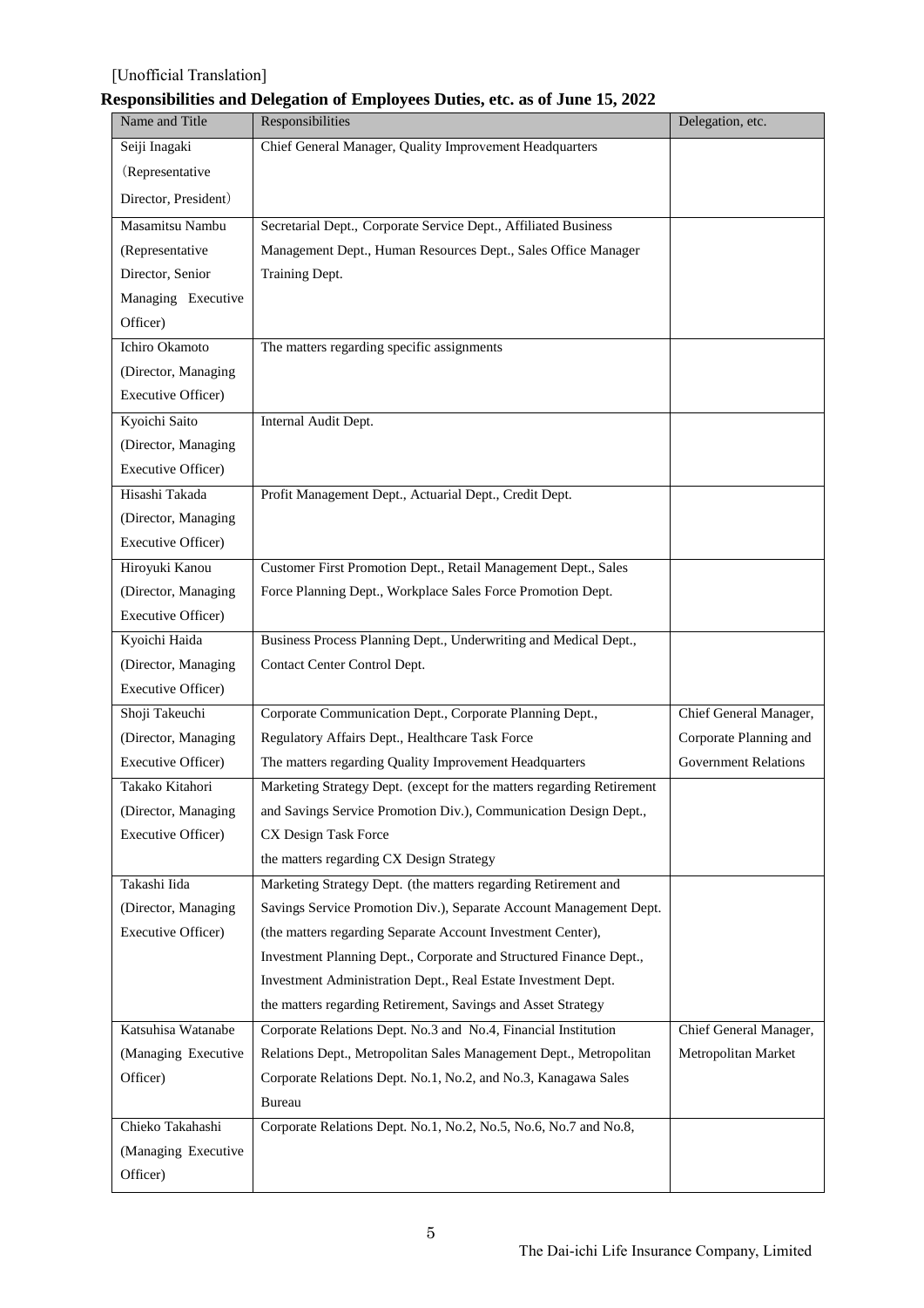[Unofficial Translation]

**Responsibilities and Delegation of Employees Duties, etc. as of June 15, 2022**

| Name and Title | Responsibilities | Delegation, etc. |
|---|---|---|
| Seiji Inagaki (Representative Director, President) | Chief General Manager, Quality Improvement Headquarters | |
| Masamitsu Nambu (Representative Director, Senior Managing Executive Officer) | Secretarial Dept., Corporate Service Dept., Affiliated Business Management Dept., Human Resources Dept., Sales Office Manager Training Dept. | |
| Ichiro Okamoto (Director, Managing Executive Officer) | The matters regarding specific assignments | |
| Kyoichi Saito (Director, Managing Executive Officer) | Internal Audit Dept. | |
| Hisashi Takada (Director, Managing Executive Officer) | Profit Management Dept., Actuarial Dept., Credit Dept. | |
| Hiroyuki Kanou (Director, Managing Executive Officer) | Customer First Promotion Dept., Retail Management Dept., Sales Force Planning Dept., Workplace Sales Force Promotion Dept. | |
| Kyoichi Haida (Director, Managing Executive Officer) | Business Process Planning Dept., Underwriting and Medical Dept., Contact Center Control Dept. | |
| Shoji Takeuchi (Director, Managing Executive Officer) | Corporate Communication Dept., Corporate Planning Dept., Regulatory Affairs Dept., Healthcare Task Force<br>The matters regarding Quality Improvement Headquarters | Chief General Manager, Corporate Planning and Government Relations |
| Takako Kitahori (Director, Managing Executive Officer) | Marketing Strategy Dept. (except for the matters regarding Retirement and Savings Service Promotion Div.), Communication Design Dept., CX Design Task Force<br>the matters regarding CX Design Strategy | |
| Takashi Iida (Director, Managing Executive Officer) | Marketing Strategy Dept. (the matters regarding Retirement and Savings Service Promotion Div.), Separate Account Management Dept. (the matters regarding Separate Account Investment Center), Investment Planning Dept., Corporate and Structured Finance Dept., Investment Administration Dept., Real Estate Investment Dept.<br>the matters regarding Retirement, Savings and Asset Strategy | |
| Katsuhisa Watanabe (Managing Executive Officer) | Corporate Relations Dept. No.3 and No.4, Financial Institution Relations Dept., Metropolitan Sales Management Dept., Metropolitan Corporate Relations Dept. No.1, No.2, and No.3, Kanagawa Sales Bureau | Chief General Manager, Metropolitan Market |
| Chieko Takahashi (Managing Executive Officer) | Corporate Relations Dept. No.1, No.2, No.5, No.6, No.7 and No.8, | |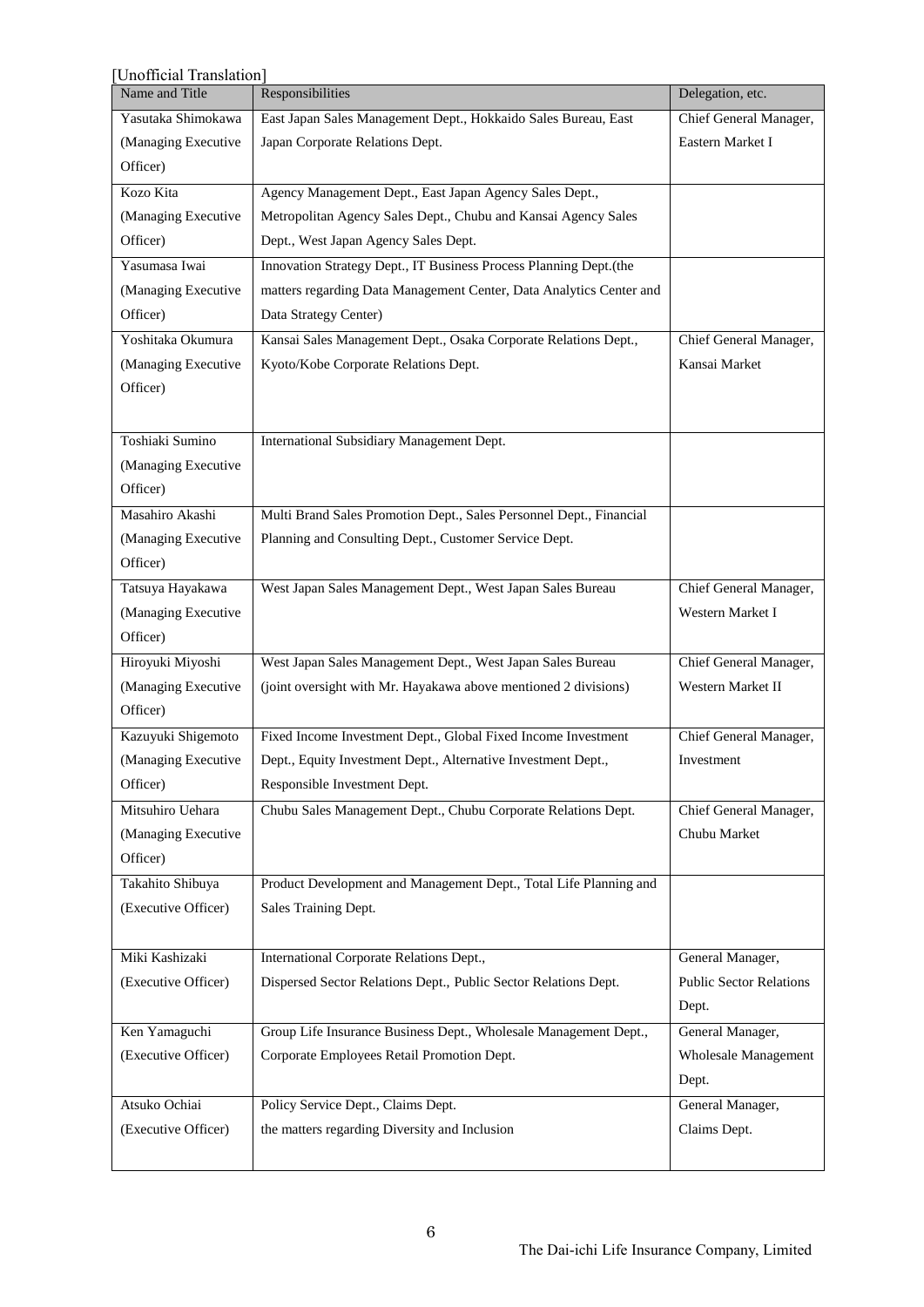[Unofficial Translation]

| Name and Title | Responsibilities | Delegation, etc. |
|---|---|---|
| Yasutaka Shimokawa (Managing Executive Officer) | East Japan Sales Management Dept., Hokkaido Sales Bureau, East Japan Corporate Relations Dept. | Chief General Manager, Eastern Market I |
| Kozo Kita (Managing Executive Officer) | Agency Management Dept., East Japan Agency Sales Dept., Metropolitan Agency Sales Dept., Chubu and Kansai Agency Sales Dept., West Japan Agency Sales Dept. | |
| Yasumasa Iwai (Managing Executive Officer) | Innovation Strategy Dept., IT Business Process Planning Dept.(the matters regarding Data Management Center, Data Analytics Center and Data Strategy Center) | |
| Yoshitaka Okumura (Managing Executive Officer) | Kansai Sales Management Dept., Osaka Corporate Relations Dept., Kyoto/Kobe Corporate Relations Dept. | Chief General Manager, Kansai Market |
| Toshiaki Sumino (Managing Executive Officer) | International Subsidiary Management Dept. | |
| Masahiro Akashi (Managing Executive Officer) | Multi Brand Sales Promotion Dept., Sales Personnel Dept., Financial Planning and Consulting Dept., Customer Service Dept. | |
| Tatsuya Hayakawa (Managing Executive Officer) | West Japan Sales Management Dept., West Japan Sales Bureau | Chief General Manager, Western Market I |
| Hiroyuki Miyoshi (Managing Executive Officer) | West Japan Sales Management Dept., West Japan Sales Bureau (joint oversight with Mr. Hayakawa above mentioned 2 divisions) | Chief General Manager, Western Market II |
| Kazuyuki Shigemoto (Managing Executive Officer) | Fixed Income Investment Dept., Global Fixed Income Investment Dept., Equity Investment Dept., Alternative Investment Dept., Responsible Investment Dept. | Chief General Manager, Investment |
| Mitsuhiro Uehara (Managing Executive Officer) | Chubu Sales Management Dept., Chubu Corporate Relations Dept. | Chief General Manager, Chubu Market |
| Takahito Shibuya (Executive Officer) | Product Development and Management Dept., Total Life Planning and Sales Training Dept. | |
| Miki Kashizaki (Executive Officer) | International Corporate Relations Dept., Dispersed Sector Relations Dept., Public Sector Relations Dept. | General Manager, Public Sector Relations Dept. |
| Ken Yamaguchi (Executive Officer) | Group Life Insurance Business Dept., Wholesale Management Dept., Corporate Employees Retail Promotion Dept. | General Manager, Wholesale Management Dept. |
| Atsuko Ochiai (Executive Officer) | Policy Service Dept., Claims Dept. the matters regarding Diversity and Inclusion | General Manager, Claims Dept. |

The Dai-ichi Life Insurance Company, Limited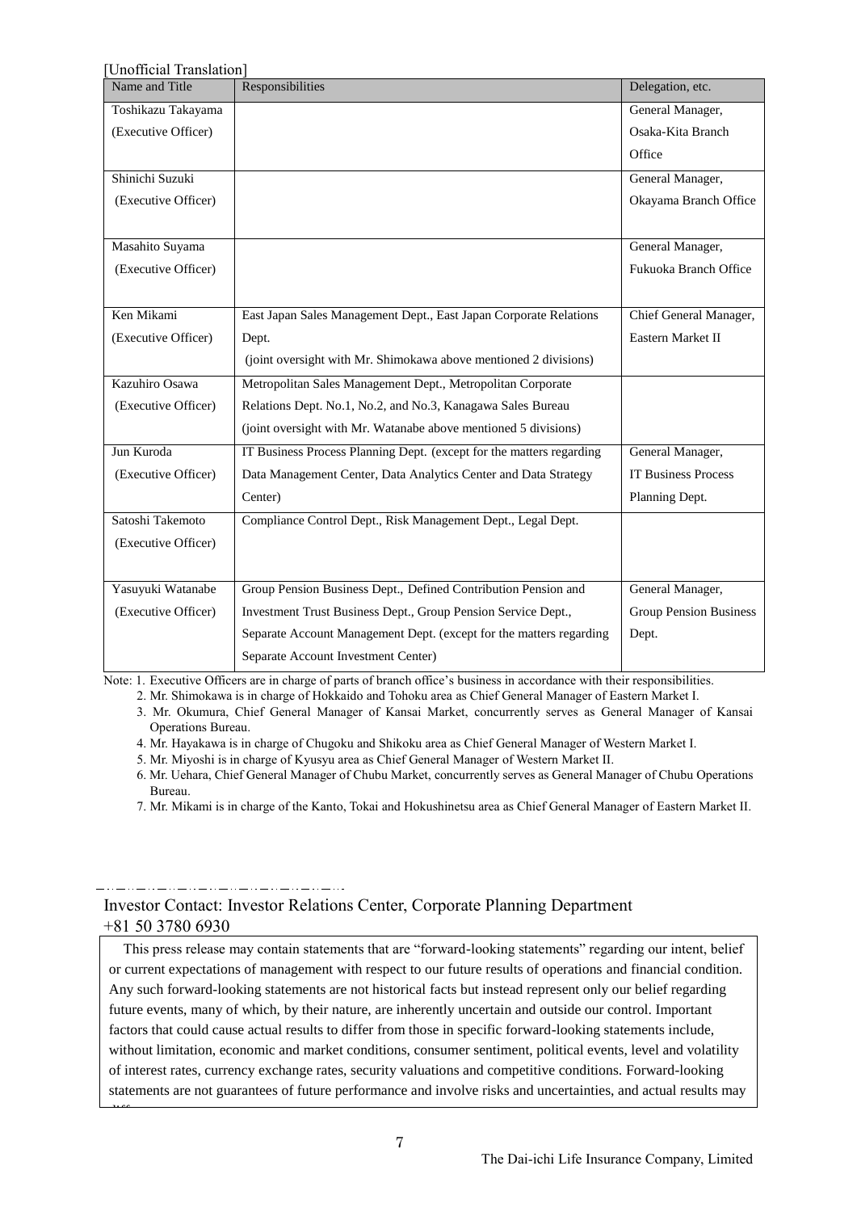[Unofficial Translation]

| Name and Title | Responsibilities | Delegation, etc. |
|---|---|---|
| Toshikazu Takayama (Executive Officer) | | General Manager, Osaka-Kita Branch Office |
| Shinichi Suzuki (Executive Officer) | | General Manager, Okayama Branch Office |
| Masahito Suyama (Executive Officer) | | General Manager, Fukuoka Branch Office |
| Ken Mikami (Executive Officer) | East Japan Sales Management Dept., East Japan Corporate Relations Dept. (joint oversight with Mr. Shimokawa above mentioned 2 divisions) | Chief General Manager, Eastern Market II |
| Kazuhiro Osawa (Executive Officer) | Metropolitan Sales Management Dept., Metropolitan Corporate Relations Dept. No.1, No.2, and No.3, Kanagawa Sales Bureau (joint oversight with Mr. Watanabe above mentioned 5 divisions) | |
| Jun Kuroda (Executive Officer) | IT Business Process Planning Dept. (except for the matters regarding Data Management Center, Data Analytics Center and Data Strategy Center) | General Manager, IT Business Process Planning Dept. |
| Satoshi Takemoto (Executive Officer) | Compliance Control Dept., Risk Management Dept., Legal Dept. | |
| Yasuyuki Watanabe (Executive Officer) | Group Pension Business Dept., Defined Contribution Pension and Investment Trust Business Dept., Group Pension Service Dept., Separate Account Management Dept. (except for the matters regarding Separate Account Investment Center) | General Manager, Group Pension Business Dept. |

Note: 1. Executive Officers are in charge of parts of branch office's business in accordance with their responsibilities.

2. Mr. Shimokawa is in charge of Hokkaido and Tohoku area as Chief General Manager of Eastern Market I.

3. Mr. Okumura, Chief General Manager of Kansai Market, concurrently serves as General Manager of Kansai Operations Bureau.

4. Mr. Hayakawa is in charge of Chugoku and Shikoku area as Chief General Manager of Western Market I.

5. Mr. Miyoshi is in charge of Kyusyu area as Chief General Manager of Western Market II.

6. Mr. Uehara, Chief General Manager of Chubu Market, concurrently serves as General Manager of Chubu Operations Bureau.

7. Mr. Mikami is in charge of the Kanto, Tokai and Hokushinetsu area as Chief General Manager of Eastern Market II.

Investor Contact: Investor Relations Center, Corporate Planning Department
+81 50 3780 6930

This press release may contain statements that are "forward-looking statements" regarding our intent, belief or current expectations of management with respect to our future results of operations and financial condition. Any such forward-looking statements are not historical facts but instead represent only our belief regarding future events, many of which, by their nature, are inherently uncertain and outside our control. Important factors that could cause actual results to differ from those in specific forward-looking statements include, without limitation, economic and market conditions, consumer sentiment, political events, level and volatility of interest rates, currency exchange rates, security valuations and competitive conditions. Forward-looking statements are not guarantees of future performance and involve risks and uncertainties, and actual results may

The Dai-ichi Life Insurance Company, Limited